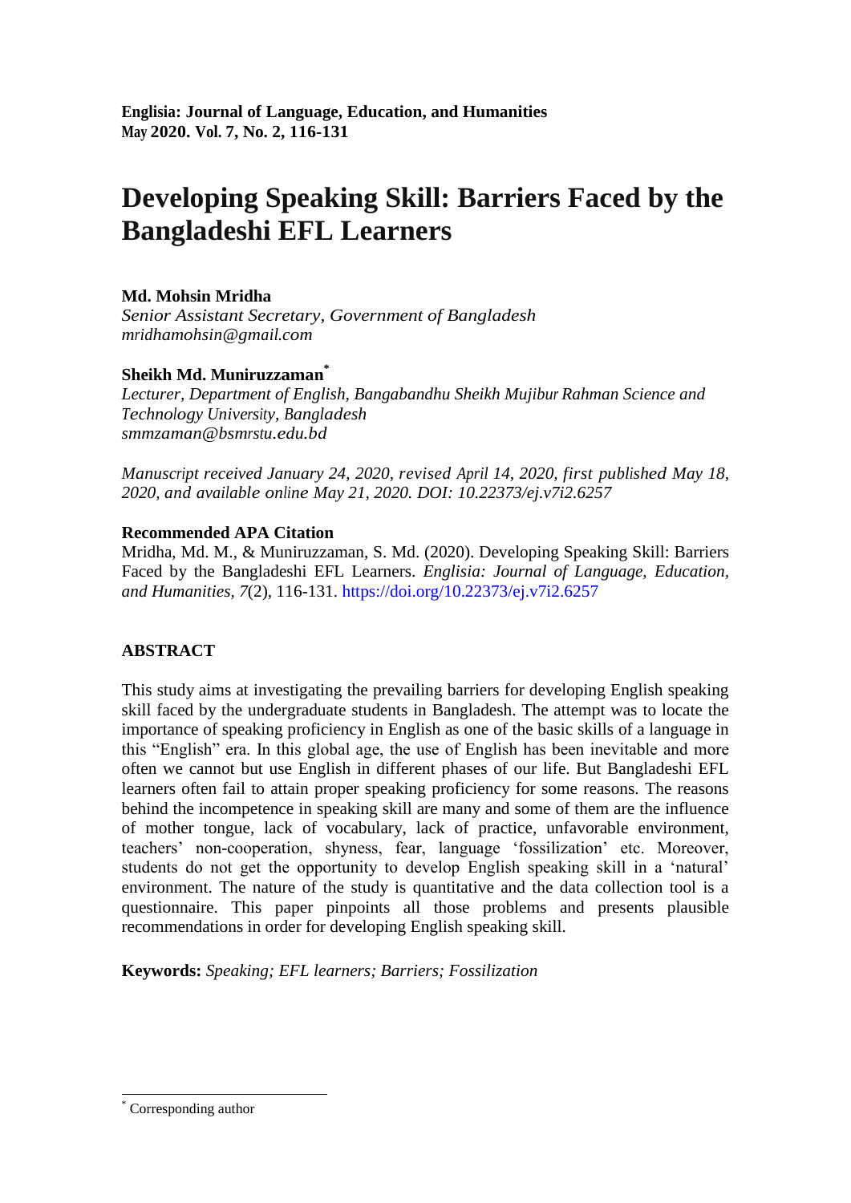**Englisia: Journal of Language, Education, and Humanities**
**May 2020. Vol. 7, No. 2, 116-131**

# Developing Speaking Skill: Barriers Faced by the Bangladeshi EFL Learners

**Md. Mohsin Mridha**
*Senior Assistant Secretary, Government of Bangladesh*
*mridhamohsin@gmail.com*

**Sheikh Md. Muniruzzaman***
*Lecturer, Department of English, Bangabandhu Sheikh Mujibur Rahman Science and Technology University, Bangladesh*
*smmzaman@bsmrstu.edu.bd*

*Manuscript received January 24, 2020, revised April 14, 2020, first published May 18, 2020, and available online May 21, 2020. DOI: 10.22373/ej.v7i2.6257*

**Recommended APA Citation**

Mridha, Md. M., & Muniruzzaman, S. Md. (2020). Developing Speaking Skill: Barriers Faced by the Bangladeshi EFL Learners. *Englisia: Journal of Language, Education, and Humanities*, *7*(2), 116-131. https://doi.org/10.22373/ej.v7i2.6257

## ABSTRACT

This study aims at investigating the prevailing barriers for developing English speaking skill faced by the undergraduate students in Bangladesh. The attempt was to locate the importance of speaking proficiency in English as one of the basic skills of a language in this "English" era. In this global age, the use of English has been inevitable and more often we cannot but use English in different phases of our life. But Bangladeshi EFL learners often fail to attain proper speaking proficiency for some reasons. The reasons behind the incompetence in speaking skill are many and some of them are the influence of mother tongue, lack of vocabulary, lack of practice, unfavorable environment, teachers' non-cooperation, shyness, fear, language 'fossilization' etc. Moreover, students do not get the opportunity to develop English speaking skill in a 'natural' environment. The nature of the study is quantitative and the data collection tool is a questionnaire. This paper pinpoints all those problems and presents plausible recommendations in order for developing English speaking skill.

**Keywords:** *Speaking; EFL learners; Barriers; Fossilization*

---

* Corresponding author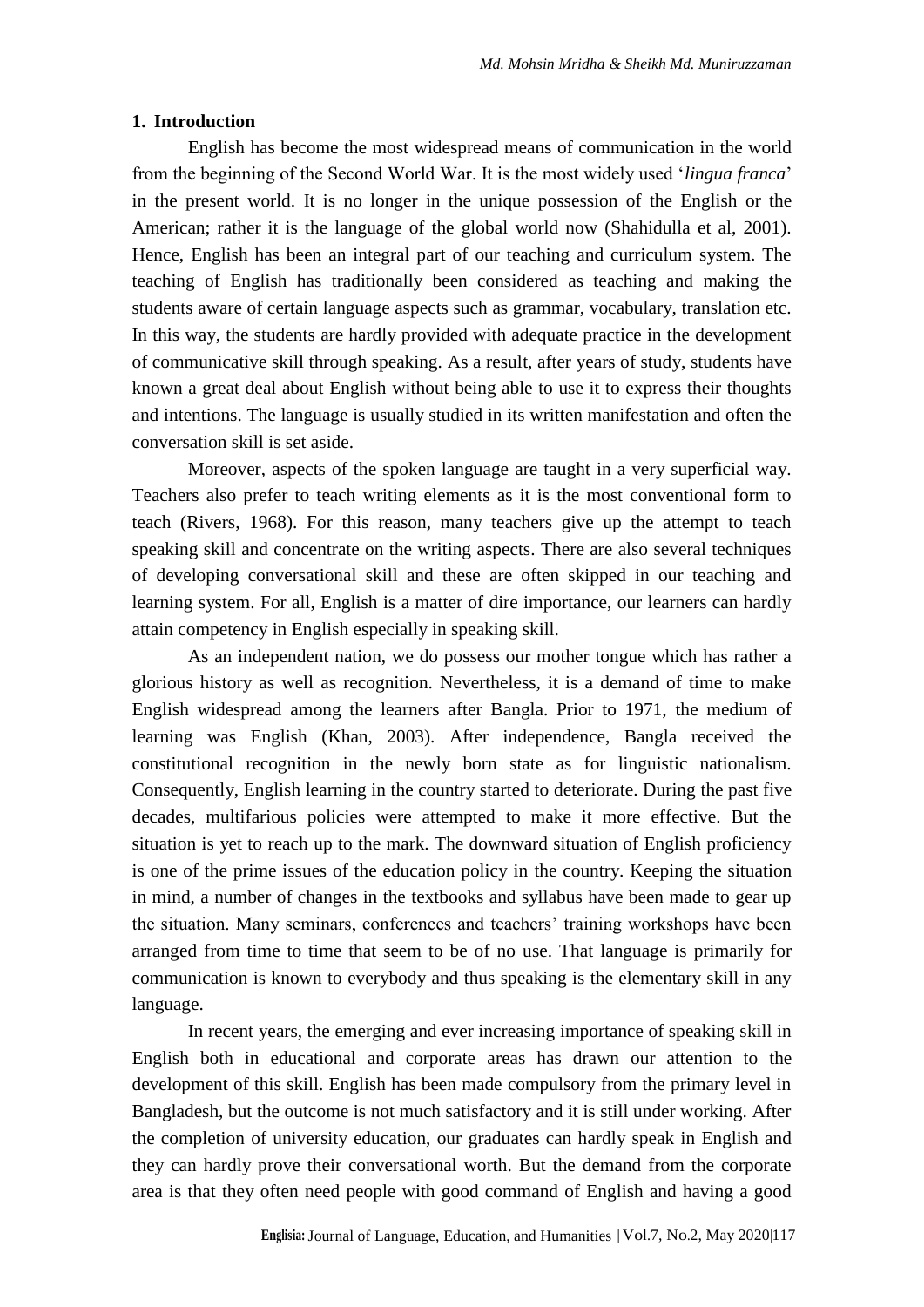## 1. Introduction

English has become the most widespread means of communication in the world from the beginning of the Second World War. It is the most widely used '*lingua franca*' in the present world. It is no longer in the unique possession of the English or the American; rather it is the language of the global world now (Shahidulla et al, 2001). Hence, English has been an integral part of our teaching and curriculum system. The teaching of English has traditionally been considered as teaching and making the students aware of certain language aspects such as grammar, vocabulary, translation etc. In this way, the students are hardly provided with adequate practice in the development of communicative skill through speaking. As a result, after years of study, students have known a great deal about English without being able to use it to express their thoughts and intentions. The language is usually studied in its written manifestation and often the conversation skill is set aside.

Moreover, aspects of the spoken language are taught in a very superficial way. Teachers also prefer to teach writing elements as it is the most conventional form to teach (Rivers, 1968). For this reason, many teachers give up the attempt to teach speaking skill and concentrate on the writing aspects. There are also several techniques of developing conversational skill and these are often skipped in our teaching and learning system. For all, English is a matter of dire importance, our learners can hardly attain competency in English especially in speaking skill.

As an independent nation, we do possess our mother tongue which has rather a glorious history as well as recognition. Nevertheless, it is a demand of time to make English widespread among the learners after Bangla. Prior to 1971, the medium of learning was English (Khan, 2003). After independence, Bangla received the constitutional recognition in the newly born state as for linguistic nationalism. Consequently, English learning in the country started to deteriorate. During the past five decades, multifarious policies were attempted to make it more effective. But the situation is yet to reach up to the mark. The downward situation of English proficiency is one of the prime issues of the education policy in the country. Keeping the situation in mind, a number of changes in the textbooks and syllabus have been made to gear up the situation. Many seminars, conferences and teachers' training workshops have been arranged from time to time that seem to be of no use. That language is primarily for communication is known to everybody and thus speaking is the elementary skill in any language.

In recent years, the emerging and ever increasing importance of speaking skill in English both in educational and corporate areas has drawn our attention to the development of this skill. English has been made compulsory from the primary level in Bangladesh, but the outcome is not much satisfactory and it is still under working. After the completion of university education, our graduates can hardly speak in English and they can hardly prove their conversational worth. But the demand from the corporate area is that they often need people with good command of English and having a good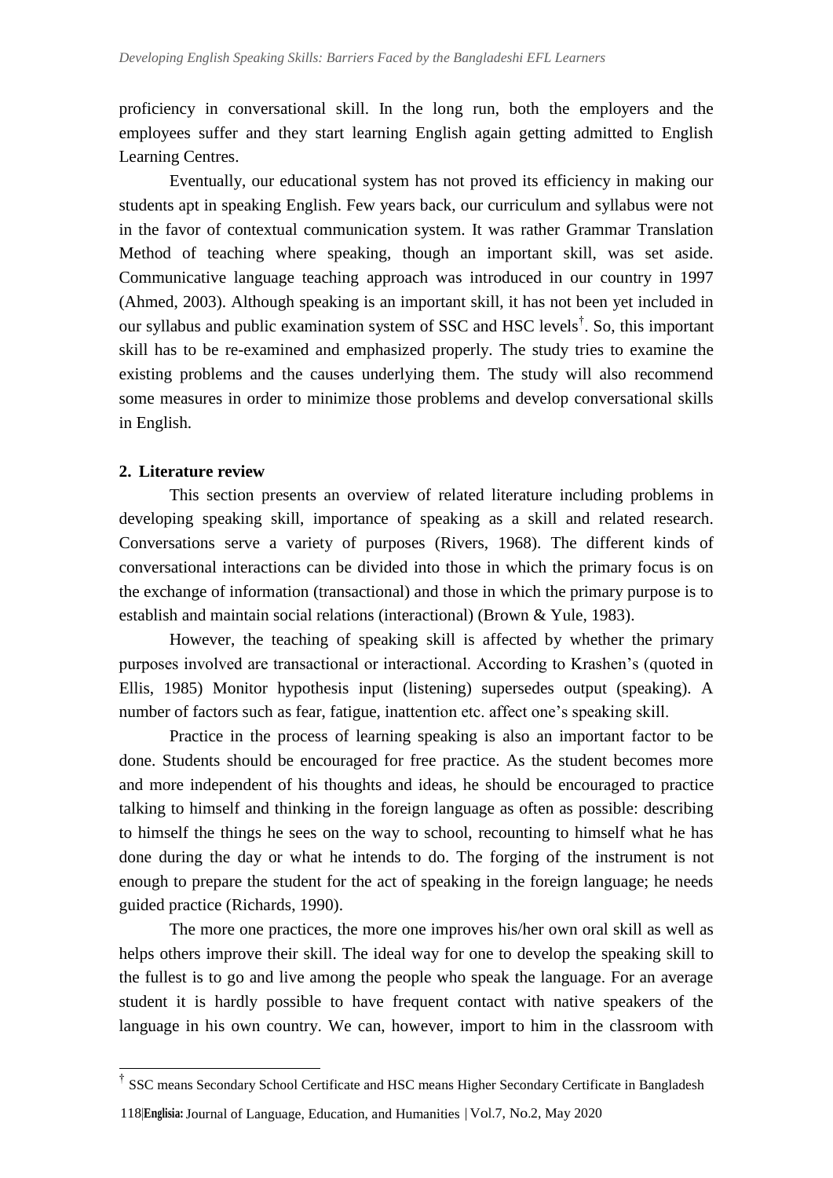proficiency in conversational skill. In the long run, both the employers and the employees suffer and they start learning English again getting admitted to English Learning Centres.

Eventually, our educational system has not proved its efficiency in making our students apt in speaking English. Few years back, our curriculum and syllabus were not in the favor of contextual communication system. It was rather Grammar Translation Method of teaching where speaking, though an important skill, was set aside. Communicative language teaching approach was introduced in our country in 1997 (Ahmed, 2003). Although speaking is an important skill, it has not been yet included in our syllabus and public examination system of SSC and HSC levels[†]. So, this important skill has to be re-examined and emphasized properly. The study tries to examine the existing problems and the causes underlying them. The study will also recommend some measures in order to minimize those problems and develop conversational skills in English.

## 2. Literature review

This section presents an overview of related literature including problems in developing speaking skill, importance of speaking as a skill and related research. Conversations serve a variety of purposes (Rivers, 1968). The different kinds of conversational interactions can be divided into those in which the primary focus is on the exchange of information (transactional) and those in which the primary purpose is to establish and maintain social relations (interactional) (Brown & Yule, 1983).

However, the teaching of speaking skill is affected by whether the primary purposes involved are transactional or interactional. According to Krashen's (quoted in Ellis, 1985) Monitor hypothesis input (listening) supersedes output (speaking). A number of factors such as fear, fatigue, inattention etc. affect one's speaking skill.

Practice in the process of learning speaking is also an important factor to be done. Students should be encouraged for free practice. As the student becomes more and more independent of his thoughts and ideas, he should be encouraged to practice talking to himself and thinking in the foreign language as often as possible: describing to himself the things he sees on the way to school, recounting to himself what he has done during the day or what he intends to do. The forging of the instrument is not enough to prepare the student for the act of speaking in the foreign language; he needs guided practice (Richards, 1990).

The more one practices, the more one improves his/her own oral skill as well as helps others improve their skill. The ideal way for one to develop the speaking skill to the fullest is to go and live among the people who speak the language. For an average student it is hardly possible to have frequent contact with native speakers of the language in his own country. We can, however, import to him in the classroom with

---

[†] SSC means Secondary School Certificate and HSC means Higher Secondary Certificate in Bangladesh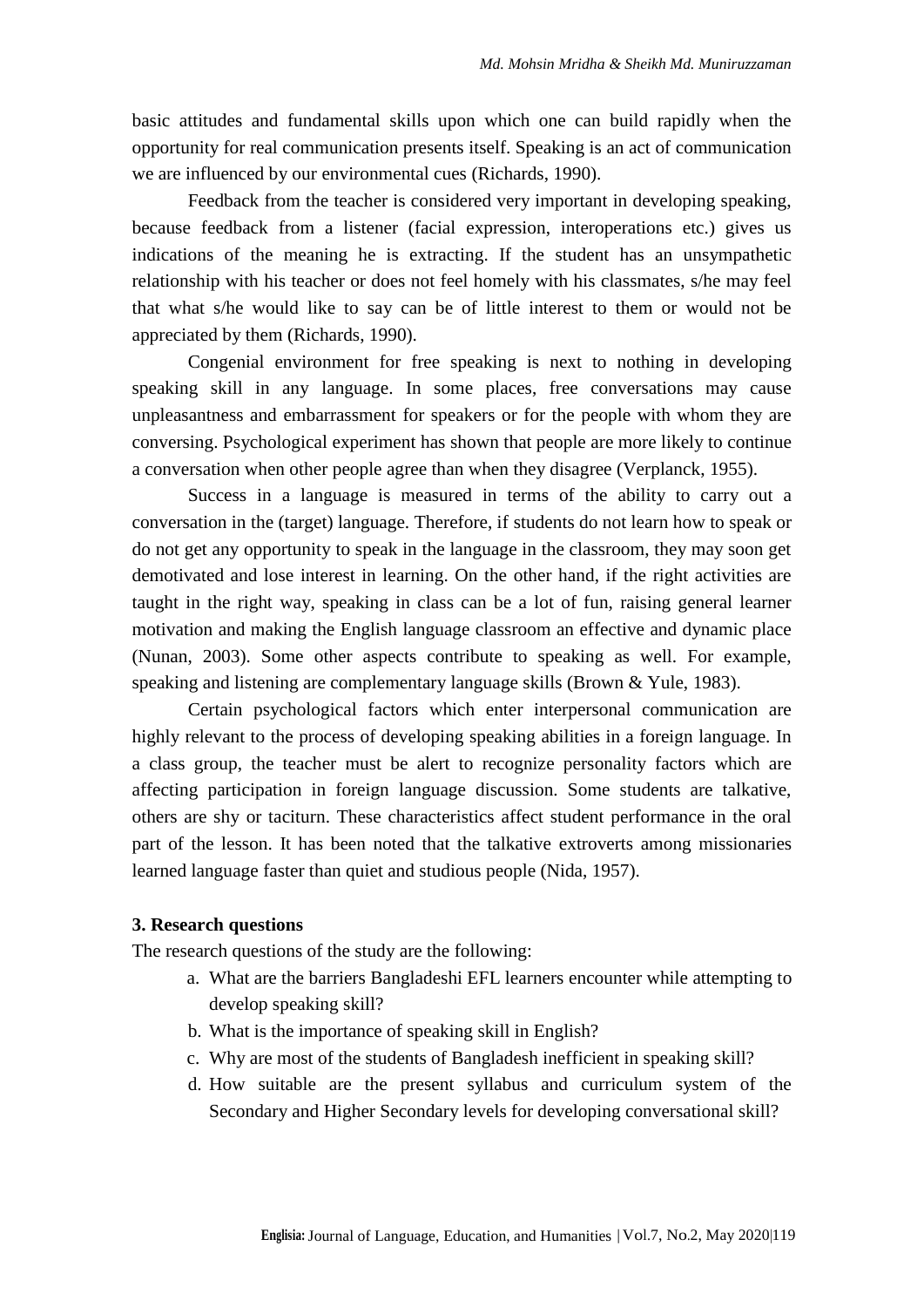basic attitudes and fundamental skills upon which one can build rapidly when the opportunity for real communication presents itself. Speaking is an act of communication we are influenced by our environmental cues (Richards, 1990).

Feedback from the teacher is considered very important in developing speaking, because feedback from a listener (facial expression, interoperations etc.) gives us indications of the meaning he is extracting. If the student has an unsympathetic relationship with his teacher or does not feel homely with his classmates, s/he may feel that what s/he would like to say can be of little interest to them or would not be appreciated by them (Richards, 1990).

Congenial environment for free speaking is next to nothing in developing speaking skill in any language. In some places, free conversations may cause unpleasantness and embarrassment for speakers or for the people with whom they are conversing. Psychological experiment has shown that people are more likely to continue a conversation when other people agree than when they disagree (Verplanck, 1955).

Success in a language is measured in terms of the ability to carry out a conversation in the (target) language. Therefore, if students do not learn how to speak or do not get any opportunity to speak in the language in the classroom, they may soon get demotivated and lose interest in learning. On the other hand, if the right activities are taught in the right way, speaking in class can be a lot of fun, raising general learner motivation and making the English language classroom an effective and dynamic place (Nunan, 2003). Some other aspects contribute to speaking as well. For example, speaking and listening are complementary language skills (Brown & Yule, 1983).

Certain psychological factors which enter interpersonal communication are highly relevant to the process of developing speaking abilities in a foreign language. In a class group, the teacher must be alert to recognize personality factors which are affecting participation in foreign language discussion. Some students are talkative, others are shy or taciturn. These characteristics affect student performance in the oral part of the lesson. It has been noted that the talkative extroverts among missionaries learned language faster than quiet and studious people (Nida, 1957).

### 3. Research questions

The research questions of the study are the following:

a. What are the barriers Bangladeshi EFL learners encounter while attempting to develop speaking skill?
b. What is the importance of speaking skill in English?
c. Why are most of the students of Bangladesh inefficient in speaking skill?
d. How suitable are the present syllabus and curriculum system of the Secondary and Higher Secondary levels for developing conversational skill?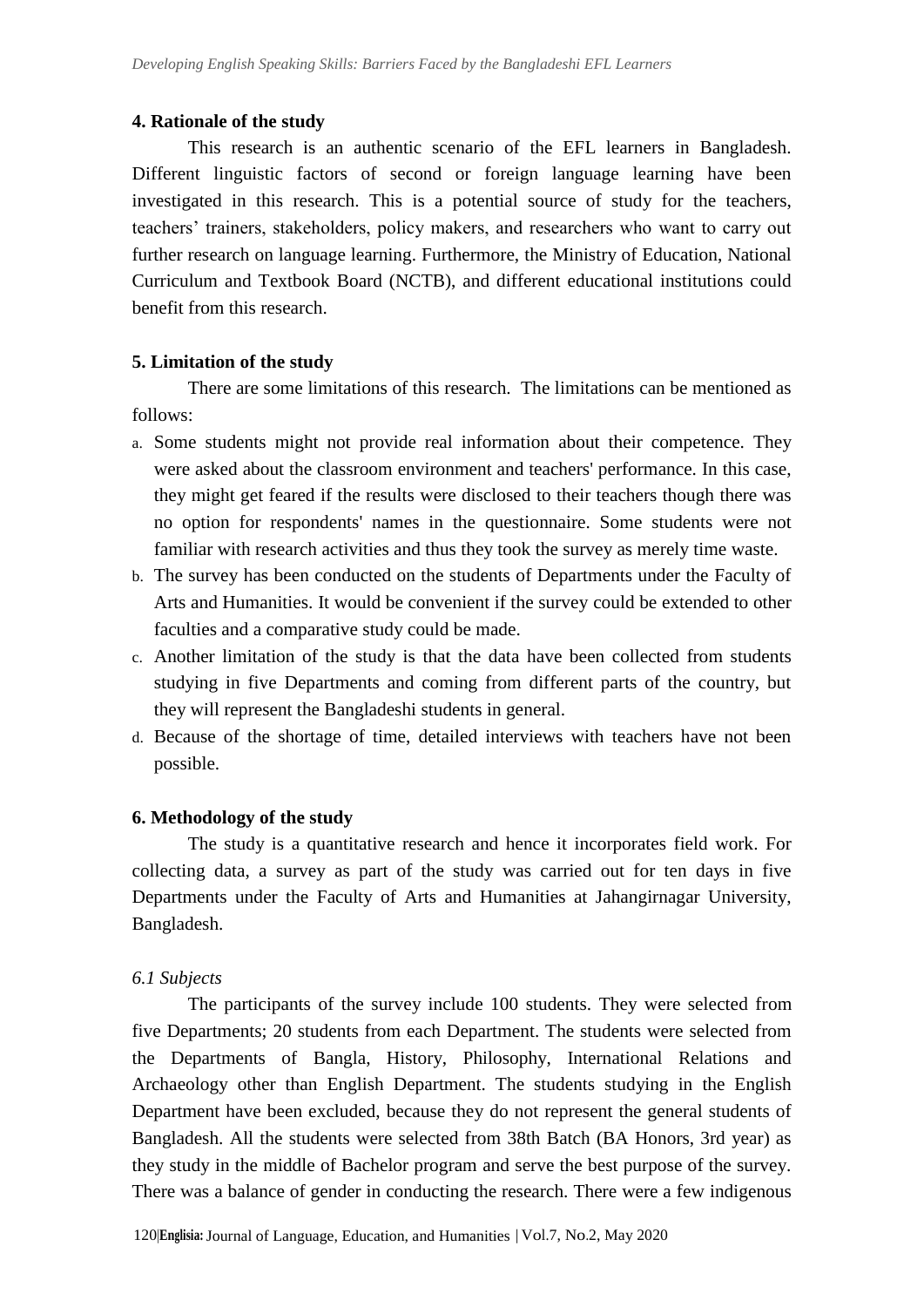## 4. Rationale of the study

This research is an authentic scenario of the EFL learners in Bangladesh. Different linguistic factors of second or foreign language learning have been investigated in this research. This is a potential source of study for the teachers, teachers' trainers, stakeholders, policy makers, and researchers who want to carry out further research on language learning. Furthermore, the Ministry of Education, National Curriculum and Textbook Board (NCTB), and different educational institutions could benefit from this research.

## 5. Limitation of the study

There are some limitations of this research. The limitations can be mentioned as follows:

a. Some students might not provide real information about their competence. They were asked about the classroom environment and teachers' performance. In this case, they might get feared if the results were disclosed to their teachers though there was no option for respondents' names in the questionnaire. Some students were not familiar with research activities and thus they took the survey as merely time waste.
b. The survey has been conducted on the students of Departments under the Faculty of Arts and Humanities. It would be convenient if the survey could be extended to other faculties and a comparative study could be made.
c. Another limitation of the study is that the data have been collected from students studying in five Departments and coming from different parts of the country, but they will represent the Bangladeshi students in general.
d. Because of the shortage of time, detailed interviews with teachers have not been possible.

## 6. Methodology of the study

The study is a quantitative research and hence it incorporates field work. For collecting data, a survey as part of the study was carried out for ten days in five Departments under the Faculty of Arts and Humanities at Jahangirnagar University, Bangladesh.

### *6.1 Subjects*

The participants of the survey include 100 students. They were selected from five Departments; 20 students from each Department. The students were selected from the Departments of Bangla, History, Philosophy, International Relations and Archaeology other than English Department. The students studying in the English Department have been excluded, because they do not represent the general students of Bangladesh. All the students were selected from 38th Batch (BA Honors, 3rd year) as they study in the middle of Bachelor program and serve the best purpose of the survey. There was a balance of gender in conducting the research. There were a few indigenous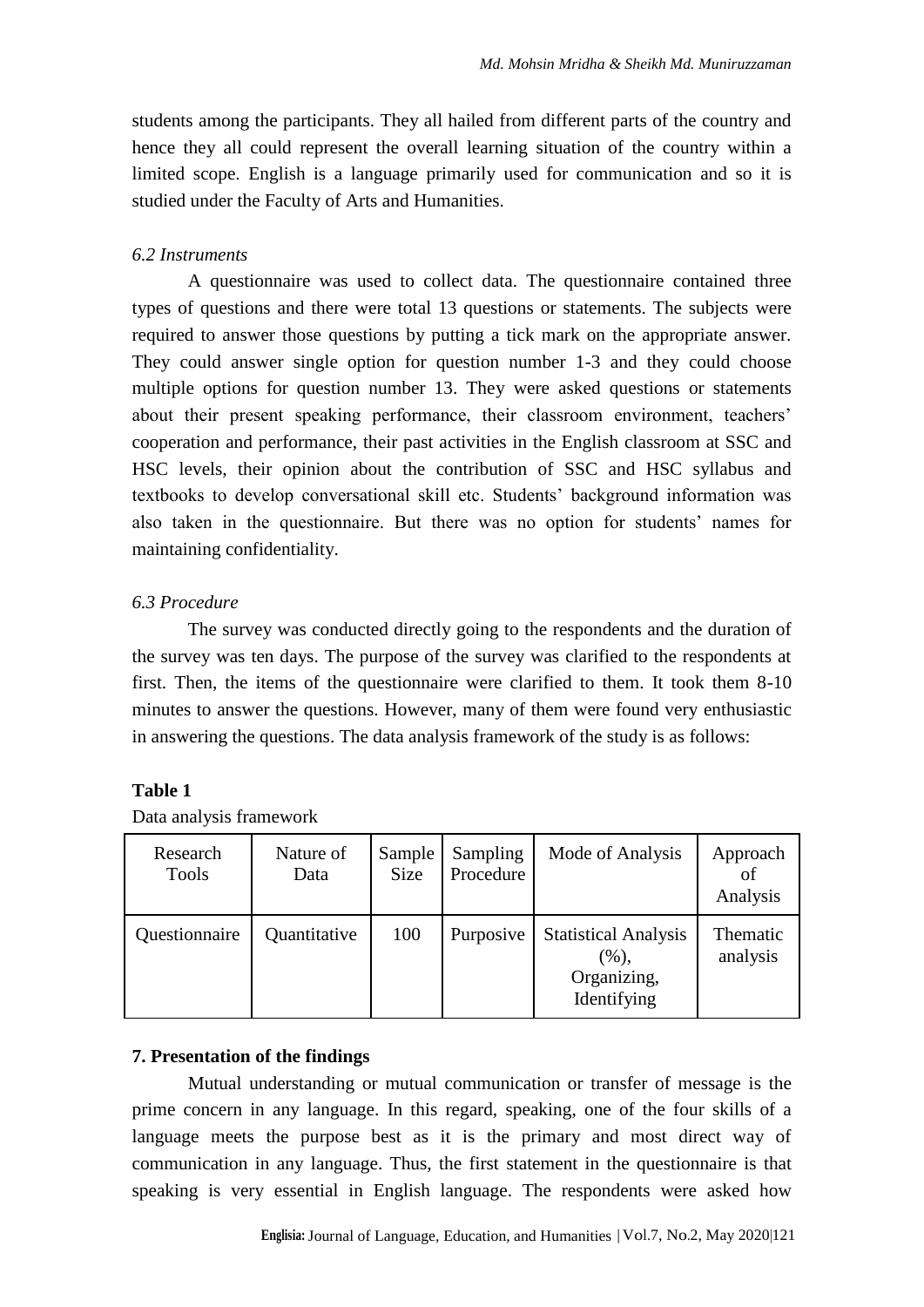students among the participants. They all hailed from different parts of the country and hence they all could represent the overall learning situation of the country within a limited scope. English is a language primarily used for communication and so it is studied under the Faculty of Arts and Humanities.

### *6.2 Instruments*

A questionnaire was used to collect data. The questionnaire contained three types of questions and there were total 13 questions or statements. The subjects were required to answer those questions by putting a tick mark on the appropriate answer. They could answer single option for question number 1-3 and they could choose multiple options for question number 13. They were asked questions or statements about their present speaking performance, their classroom environment, teachers' cooperation and performance, their past activities in the English classroom at SSC and HSC levels, their opinion about the contribution of SSC and HSC syllabus and textbooks to develop conversational skill etc. Students' background information was also taken in the questionnaire. But there was no option for students' names for maintaining confidentiality.

### *6.3 Procedure*

The survey was conducted directly going to the respondents and the duration of the survey was ten days. The purpose of the survey was clarified to the respondents at first. Then, the items of the questionnaire were clarified to them. It took them 8-10 minutes to answer the questions. However, many of them were found very enthusiastic in answering the questions. The data analysis framework of the study is as follows:

**Table 1**

Data analysis framework

| Research Tools | Nature of Data | Sample Size | Sampling Procedure | Mode of Analysis | Approach of Analysis |
|---|---|---|---|---|---|
| Questionnaire | Quantitative | 100 | Purposive | Statistical Analysis (%), Organizing, Identifying | Thematic analysis |

## 7. Presentation of the findings

Mutual understanding or mutual communication or transfer of message is the prime concern in any language. In this regard, speaking, one of the four skills of a language meets the purpose best as it is the primary and most direct way of communication in any language. Thus, the first statement in the questionnaire is that speaking is very essential in English language. The respondents were asked how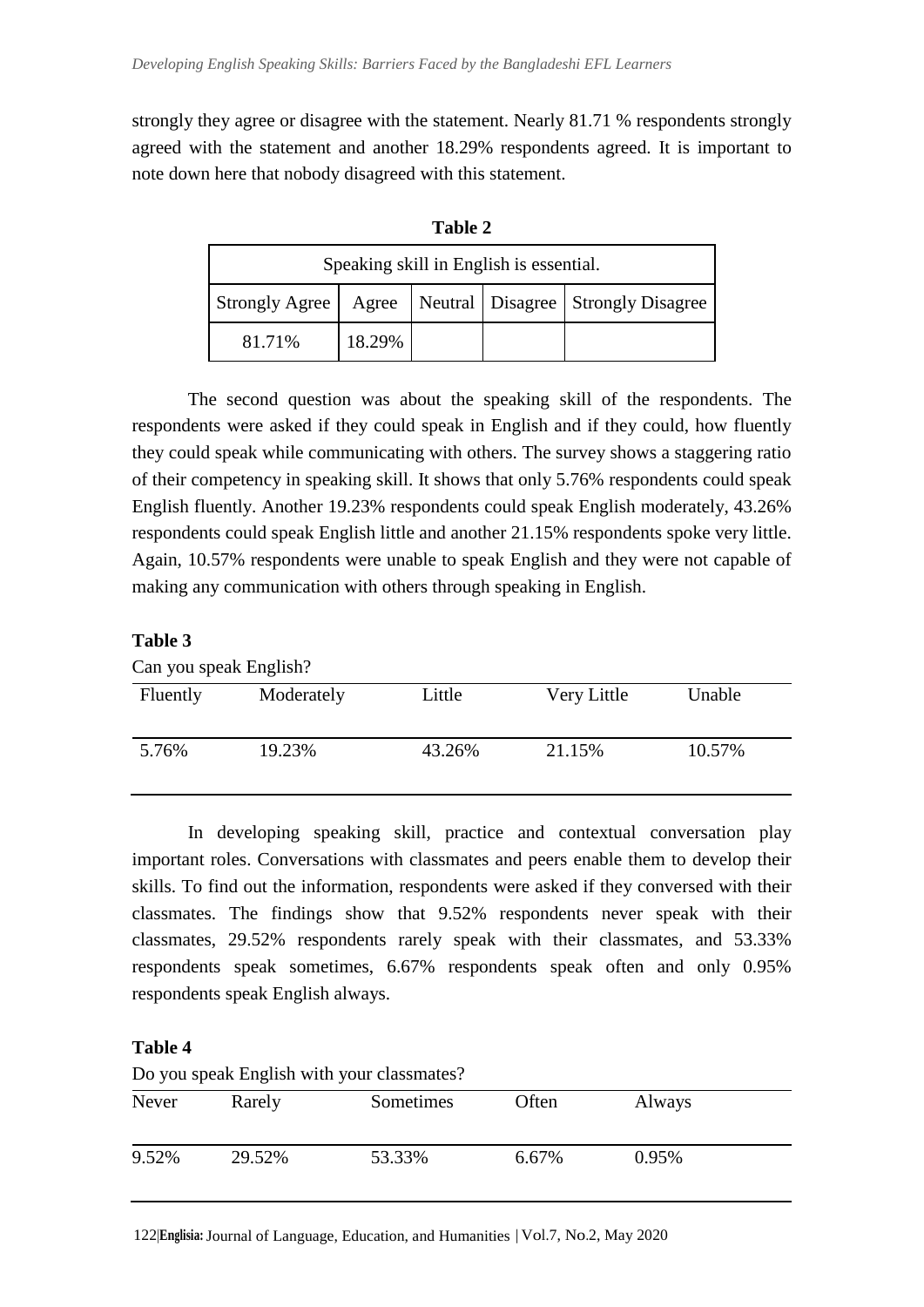strongly they agree or disagree with the statement. Nearly 81.71 % respondents strongly agreed with the statement and another 18.29% respondents agreed. It is important to note down here that nobody disagreed with this statement.

**Table 2**

| Speaking skill in English is essential. | | | | |
|---|---|---|---|---|
| Strongly Agree | Agree | Neutral | Disagree | Strongly Disagree |
| 81.71% | 18.29% | | | |

The second question was about the speaking skill of the respondents. The respondents were asked if they could speak in English and if they could, how fluently they could speak while communicating with others. The survey shows a staggering ratio of their competency in speaking skill. It shows that only 5.76% respondents could speak English fluently. Another 19.23% respondents could speak English moderately, 43.26% respondents could speak English little and another 21.15% respondents spoke very little. Again, 10.57% respondents were unable to speak English and they were not capable of making any communication with others through speaking in English.

**Table 3**

Can you speak English?

| Fluently | Moderately | Little | Very Little | Unable |
|---|---|---|---|---|
| 5.76% | 19.23% | 43.26% | 21.15% | 10.57% |

In developing speaking skill, practice and contextual conversation play important roles. Conversations with classmates and peers enable them to develop their skills. To find out the information, respondents were asked if they conversed with their classmates. The findings show that 9.52% respondents never speak with their classmates, 29.52% respondents rarely speak with their classmates, and 53.33% respondents speak sometimes, 6.67% respondents speak often and only 0.95% respondents speak English always.

**Table 4**

Do you speak English with your classmates?

| Never | Rarely | Sometimes | Often | Always |
|---|---|---|---|---|
| 9.52% | 29.52% | 53.33% | 6.67% | 0.95% |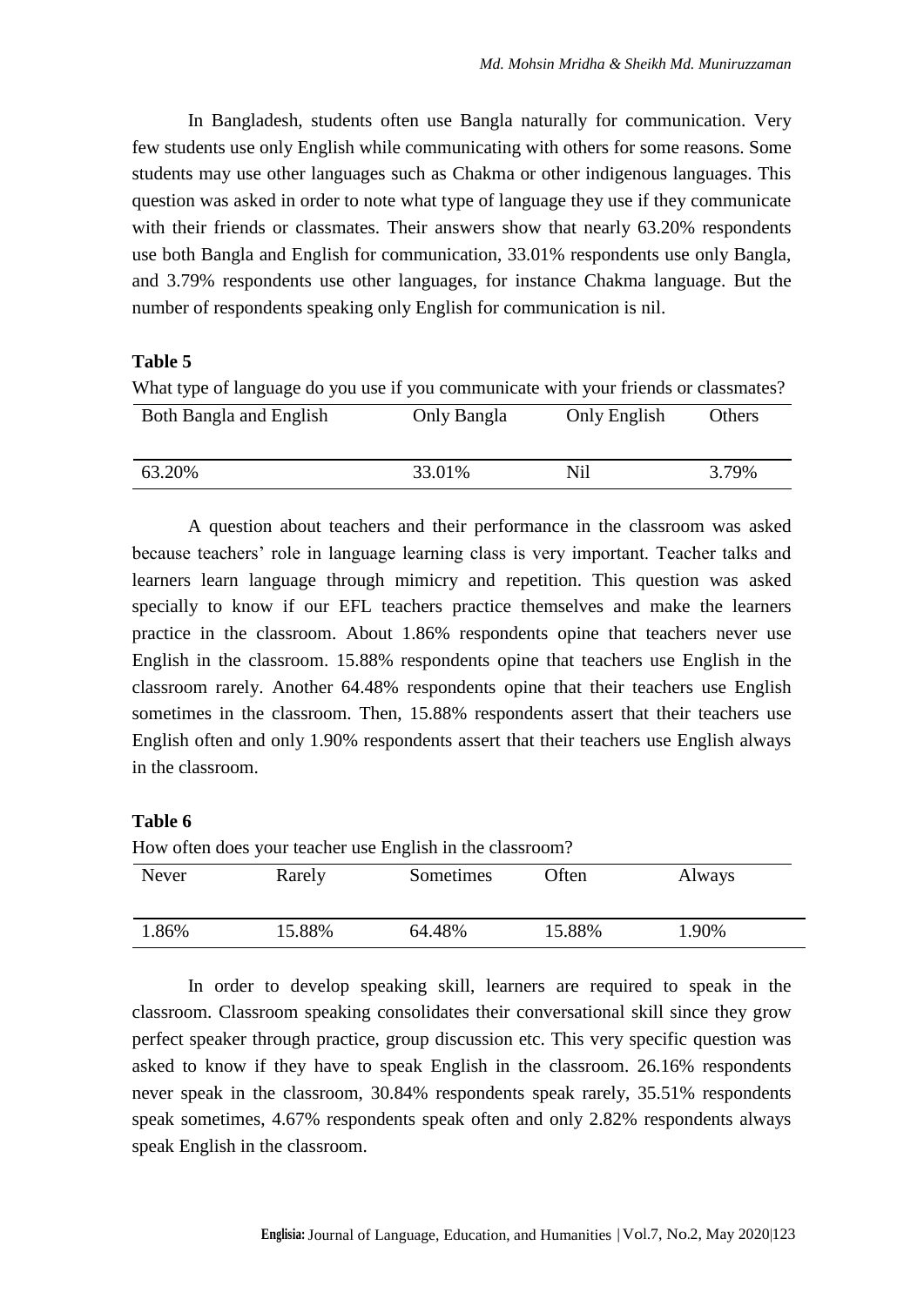In Bangladesh, students often use Bangla naturally for communication. Very few students use only English while communicating with others for some reasons. Some students may use other languages such as Chakma or other indigenous languages. This question was asked in order to note what type of language they use if they communicate with their friends or classmates. Their answers show that nearly 63.20% respondents use both Bangla and English for communication, 33.01% respondents use only Bangla, and 3.79% respondents use other languages, for instance Chakma language. But the number of respondents speaking only English for communication is nil.

**Table 5**

What type of language do you use if you communicate with your friends or classmates?

| Both Bangla and English | Only Bangla | Only English | Others |
|---|---|---|---|
| 63.20% | 33.01% | Nil | 3.79% |

A question about teachers and their performance in the classroom was asked because teachers' role in language learning class is very important. Teacher talks and learners learn language through mimicry and repetition. This question was asked specially to know if our EFL teachers practice themselves and make the learners practice in the classroom. About 1.86% respondents opine that teachers never use English in the classroom. 15.88% respondents opine that teachers use English in the classroom rarely. Another 64.48% respondents opine that their teachers use English sometimes in the classroom. Then, 15.88% respondents assert that their teachers use English often and only 1.90% respondents assert that their teachers use English always in the classroom.

**Table 6**

How often does your teacher use English in the classroom?

| Never | Rarely | Sometimes | Often | Always |
|---|---|---|---|---|
| 1.86% | 15.88% | 64.48% | 15.88% | 1.90% |

In order to develop speaking skill, learners are required to speak in the classroom. Classroom speaking consolidates their conversational skill since they grow perfect speaker through practice, group discussion etc. This very specific question was asked to know if they have to speak English in the classroom. 26.16% respondents never speak in the classroom, 30.84% respondents speak rarely, 35.51% respondents speak sometimes, 4.67% respondents speak often and only 2.82% respondents always speak English in the classroom.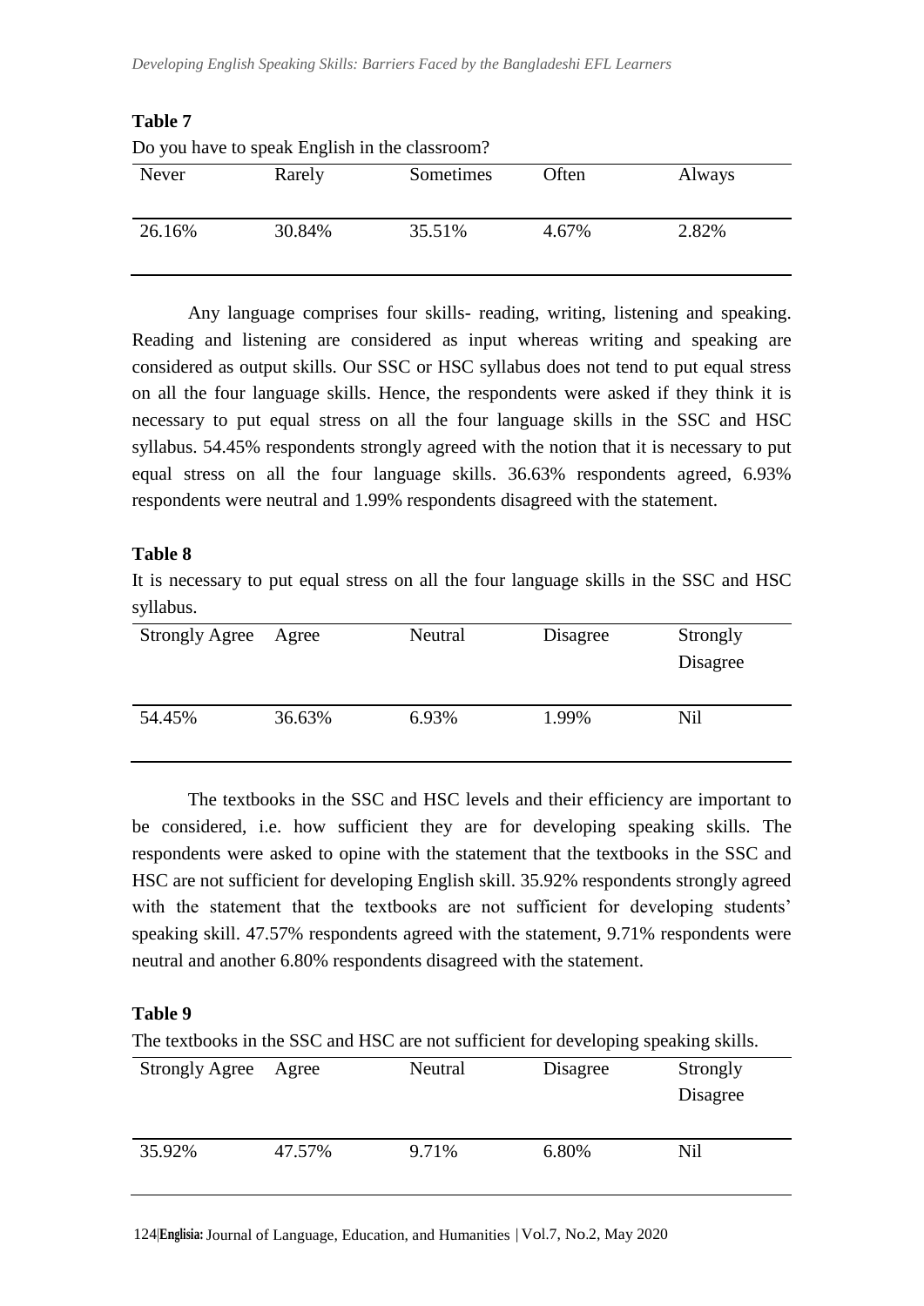**Table 7**

Do you have to speak English in the classroom?

| Never | Rarely | Sometimes | Often | Always |
|---|---|---|---|---|
| 26.16% | 30.84% | 35.51% | 4.67% | 2.82% |

Any language comprises four skills- reading, writing, listening and speaking. Reading and listening are considered as input whereas writing and speaking are considered as output skills. Our SSC or HSC syllabus does not tend to put equal stress on all the four language skills. Hence, the respondents were asked if they think it is necessary to put equal stress on all the four language skills in the SSC and HSC syllabus. 54.45% respondents strongly agreed with the notion that it is necessary to put equal stress on all the four language skills. 36.63% respondents agreed, 6.93% respondents were neutral and 1.99% respondents disagreed with the statement.

**Table 8**

It is necessary to put equal stress on all the four language skills in the SSC and HSC syllabus.

| Strongly Agree | Agree | Neutral | Disagree | Strongly Disagree |
|---|---|---|---|---|
| 54.45% | 36.63% | 6.93% | 1.99% | Nil |

The textbooks in the SSC and HSC levels and their efficiency are important to be considered, i.e. how sufficient they are for developing speaking skills. The respondents were asked to opine with the statement that the textbooks in the SSC and HSC are not sufficient for developing English skill. 35.92% respondents strongly agreed with the statement that the textbooks are not sufficient for developing students' speaking skill. 47.57% respondents agreed with the statement, 9.71% respondents were neutral and another 6.80% respondents disagreed with the statement.

**Table 9**

The textbooks in the SSC and HSC are not sufficient for developing speaking skills.

| Strongly Agree | Agree | Neutral | Disagree | Strongly Disagree |
|---|---|---|---|---|
| 35.92% | 47.57% | 9.71% | 6.80% | Nil |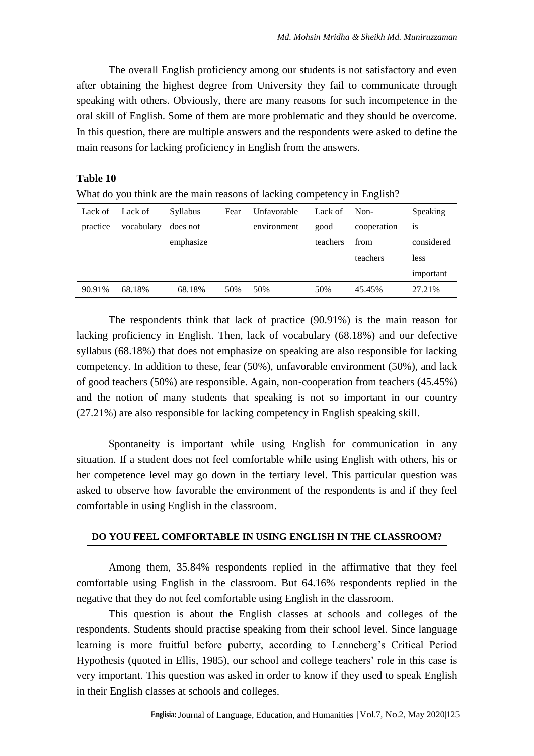The overall English proficiency among our students is not satisfactory and even after obtaining the highest degree from University they fail to communicate through speaking with others. Obviously, there are many reasons for such incompetence in the oral skill of English. Some of them are more problematic and they should be overcome. In this question, there are multiple answers and the respondents were asked to define the main reasons for lacking proficiency in English from the answers.

**Table 10**

What do you think are the main reasons of lacking competency in English?

| Lack of practice | Lack of vocabulary | Syllabus does not emphasize | Fear | Unfavorable environment | Lack of good teachers | Non-cooperation from teachers | Speaking is considered less important |
|---|---|---|---|---|---|---|---|
| 90.91% | 68.18% | 68.18% | 50% | 50% | 50% | 45.45% | 27.21% |

The respondents think that lack of practice (90.91%) is the main reason for lacking proficiency in English. Then, lack of vocabulary (68.18%) and our defective syllabus (68.18%) that does not emphasize on speaking are also responsible for lacking competency. In addition to these, fear (50%), unfavorable environment (50%), and lack of good teachers (50%) are responsible. Again, non-cooperation from teachers (45.45%) and the notion of many students that speaking is not so important in our country (27.21%) are also responsible for lacking competency in English speaking skill.

Spontaneity is important while using English for communication in any situation. If a student does not feel comfortable while using English with others, his or her competence level may go down in the tertiary level. This particular question was asked to observe how favorable the environment of the respondents is and if they feel comfortable in using English in the classroom.

**DO YOU FEEL COMFORTABLE IN USING ENGLISH IN THE CLASSROOM?**

Among them, 35.84% respondents replied in the affirmative that they feel comfortable using English in the classroom. But 64.16% respondents replied in the negative that they do not feel comfortable using English in the classroom.

This question is about the English classes at schools and colleges of the respondents. Students should practise speaking from their school level. Since language learning is more fruitful before puberty, according to Lenneberg's Critical Period Hypothesis (quoted in Ellis, 1985), our school and college teachers' role in this case is very important. This question was asked in order to know if they used to speak English in their English classes at schools and colleges.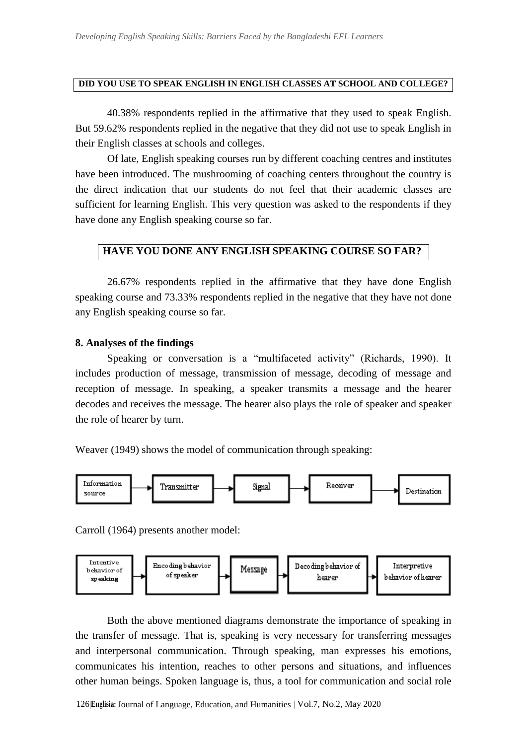**DID YOU USE TO SPEAK ENGLISH IN ENGLISH CLASSES AT SCHOOL AND COLLEGE?**

40.38% respondents replied in the affirmative that they used to speak English. But 59.62% respondents replied in the negative that they did not use to speak English in their English classes at schools and colleges.

Of late, English speaking courses run by different coaching centres and institutes have been introduced. The mushrooming of coaching centers throughout the country is the direct indication that our students do not feel that their academic classes are sufficient for learning English. This very question was asked to the respondents if they have done any English speaking course so far.

**HAVE YOU DONE ANY ENGLISH SPEAKING COURSE SO FAR?**

26.67% respondents replied in the affirmative that they have done English speaking course and 73.33% respondents replied in the negative that they have not done any English speaking course so far.

### 8. Analyses of the findings

Speaking or conversation is a "multifaceted activity" (Richards, 1990). It includes production of message, transmission of message, decoding of message and reception of message. In speaking, a speaker transmits a message and the hearer decodes and receives the message. The hearer also plays the role of speaker and speaker the role of hearer by turn.

Weaver (1949) shows the model of communication through speaking:

Information source → Transmitter → Signal → Receiver → Destination

Carroll (1964) presents another model:

Intentive behavior of speaking → Encoding behavior of speaker → Message → Decoding behavior of hearer → Interpretive behavior of hearer

Both the above mentioned diagrams demonstrate the importance of speaking in the transfer of message. That is, speaking is very necessary for transferring messages and interpersonal communication. Through speaking, man expresses his emotions, communicates his intention, reaches to other persons and situations, and influences other human beings. Spoken language is, thus, a tool for communication and social role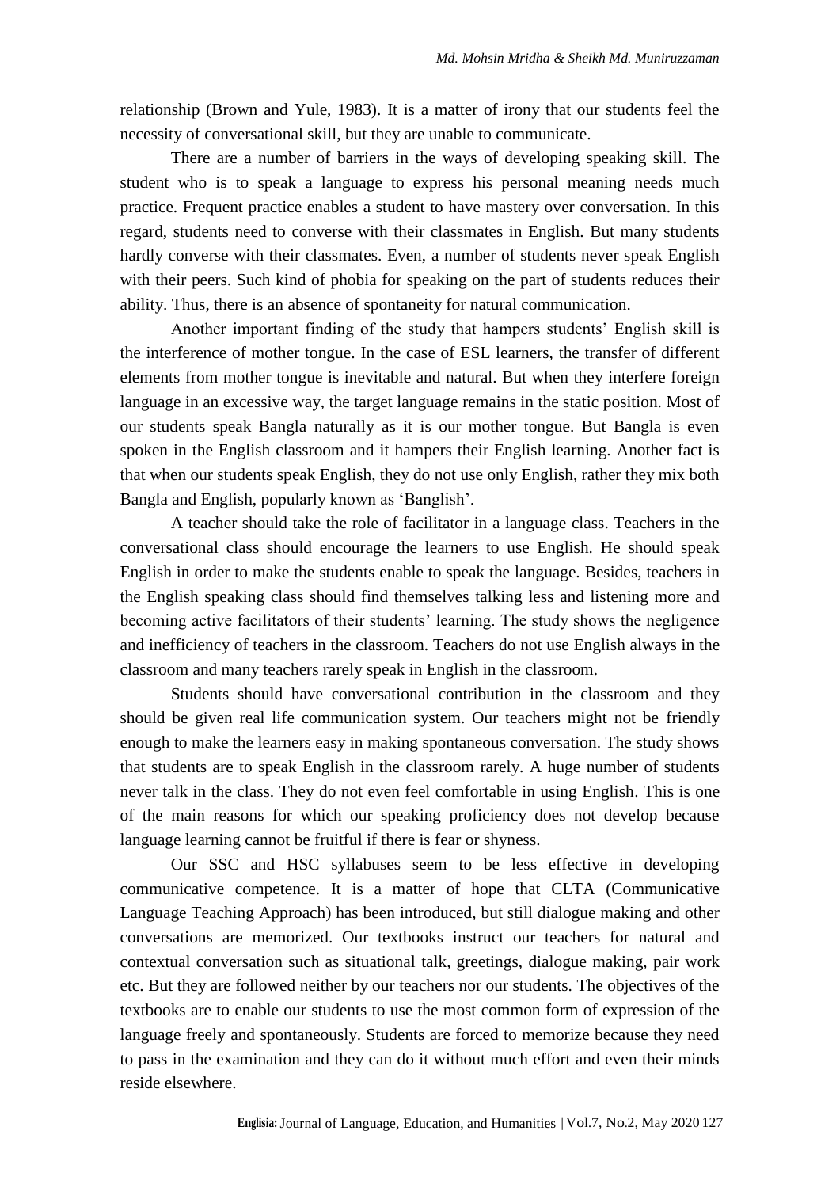relationship (Brown and Yule, 1983). It is a matter of irony that our students feel the necessity of conversational skill, but they are unable to communicate.

There are a number of barriers in the ways of developing speaking skill. The student who is to speak a language to express his personal meaning needs much practice. Frequent practice enables a student to have mastery over conversation. In this regard, students need to converse with their classmates in English. But many students hardly converse with their classmates. Even, a number of students never speak English with their peers. Such kind of phobia for speaking on the part of students reduces their ability. Thus, there is an absence of spontaneity for natural communication.

Another important finding of the study that hampers students' English skill is the interference of mother tongue. In the case of ESL learners, the transfer of different elements from mother tongue is inevitable and natural. But when they interfere foreign language in an excessive way, the target language remains in the static position. Most of our students speak Bangla naturally as it is our mother tongue. But Bangla is even spoken in the English classroom and it hampers their English learning. Another fact is that when our students speak English, they do not use only English, rather they mix both Bangla and English, popularly known as 'Banglish'.

A teacher should take the role of facilitator in a language class. Teachers in the conversational class should encourage the learners to use English. He should speak English in order to make the students enable to speak the language. Besides, teachers in the English speaking class should find themselves talking less and listening more and becoming active facilitators of their students' learning. The study shows the negligence and inefficiency of teachers in the classroom. Teachers do not use English always in the classroom and many teachers rarely speak in English in the classroom.

Students should have conversational contribution in the classroom and they should be given real life communication system. Our teachers might not be friendly enough to make the learners easy in making spontaneous conversation. The study shows that students are to speak English in the classroom rarely. A huge number of students never talk in the class. They do not even feel comfortable in using English. This is one of the main reasons for which our speaking proficiency does not develop because language learning cannot be fruitful if there is fear or shyness.

Our SSC and HSC syllabuses seem to be less effective in developing communicative competence. It is a matter of hope that CLTA (Communicative Language Teaching Approach) has been introduced, but still dialogue making and other conversations are memorized. Our textbooks instruct our teachers for natural and contextual conversation such as situational talk, greetings, dialogue making, pair work etc. But they are followed neither by our teachers nor our students. The objectives of the textbooks are to enable our students to use the most common form of expression of the language freely and spontaneously. Students are forced to memorize because they need to pass in the examination and they can do it without much effort and even their minds reside elsewhere.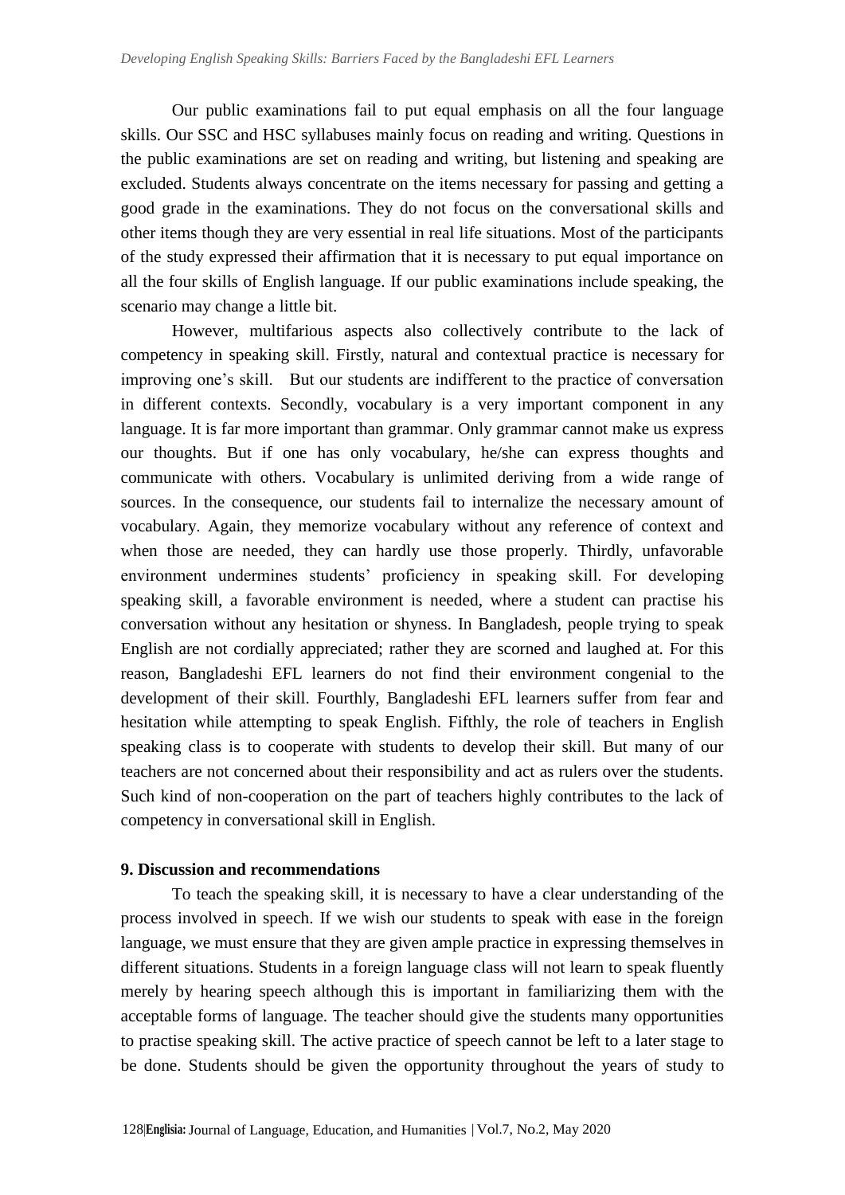Our public examinations fail to put equal emphasis on all the four language skills. Our SSC and HSC syllabuses mainly focus on reading and writing. Questions in the public examinations are set on reading and writing, but listening and speaking are excluded. Students always concentrate on the items necessary for passing and getting a good grade in the examinations. They do not focus on the conversational skills and other items though they are very essential in real life situations. Most of the participants of the study expressed their affirmation that it is necessary to put equal importance on all the four skills of English language. If our public examinations include speaking, the scenario may change a little bit.

However, multifarious aspects also collectively contribute to the lack of competency in speaking skill. Firstly, natural and contextual practice is necessary for improving one's skill. But our students are indifferent to the practice of conversation in different contexts. Secondly, vocabulary is a very important component in any language. It is far more important than grammar. Only grammar cannot make us express our thoughts. But if one has only vocabulary, he/she can express thoughts and communicate with others. Vocabulary is unlimited deriving from a wide range of sources. In the consequence, our students fail to internalize the necessary amount of vocabulary. Again, they memorize vocabulary without any reference of context and when those are needed, they can hardly use those properly. Thirdly, unfavorable environment undermines students' proficiency in speaking skill. For developing speaking skill, a favorable environment is needed, where a student can practise his conversation without any hesitation or shyness. In Bangladesh, people trying to speak English are not cordially appreciated; rather they are scorned and laughed at. For this reason, Bangladeshi EFL learners do not find their environment congenial to the development of their skill. Fourthly, Bangladeshi EFL learners suffer from fear and hesitation while attempting to speak English. Fifthly, the role of teachers in English speaking class is to cooperate with students to develop their skill. But many of our teachers are not concerned about their responsibility and act as rulers over the students. Such kind of non-cooperation on the part of teachers highly contributes to the lack of competency in conversational skill in English.

## 9. Discussion and recommendations

To teach the speaking skill, it is necessary to have a clear understanding of the process involved in speech. If we wish our students to speak with ease in the foreign language, we must ensure that they are given ample practice in expressing themselves in different situations. Students in a foreign language class will not learn to speak fluently merely by hearing speech although this is important in familiarizing them with the acceptable forms of language. The teacher should give the students many opportunities to practise speaking skill. The active practice of speech cannot be left to a later stage to be done. Students should be given the opportunity throughout the years of study to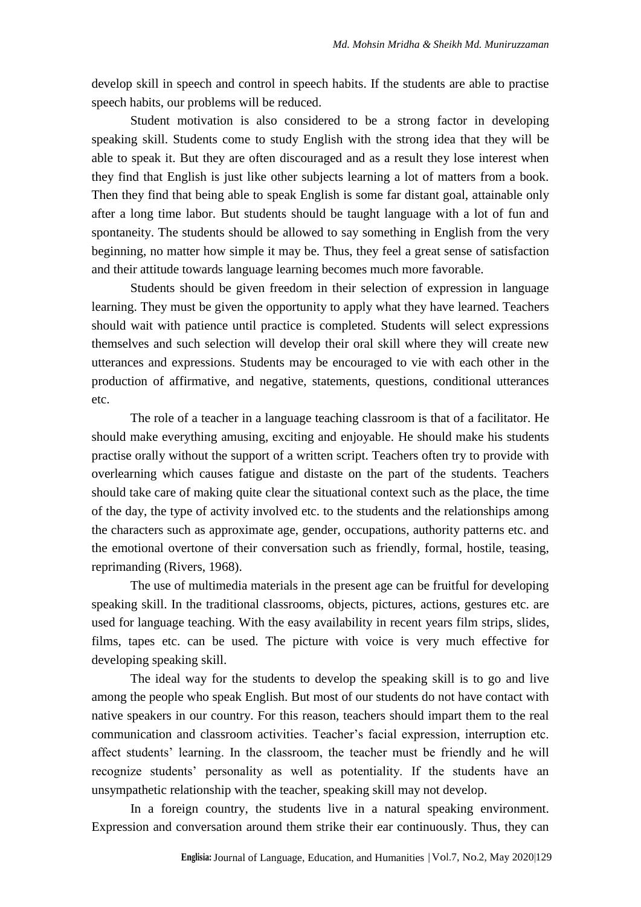develop skill in speech and control in speech habits. If the students are able to practise speech habits, our problems will be reduced.

Student motivation is also considered to be a strong factor in developing speaking skill. Students come to study English with the strong idea that they will be able to speak it. But they are often discouraged and as a result they lose interest when they find that English is just like other subjects learning a lot of matters from a book. Then they find that being able to speak English is some far distant goal, attainable only after a long time labor. But students should be taught language with a lot of fun and spontaneity. The students should be allowed to say something in English from the very beginning, no matter how simple it may be. Thus, they feel a great sense of satisfaction and their attitude towards language learning becomes much more favorable.

Students should be given freedom in their selection of expression in language learning. They must be given the opportunity to apply what they have learned. Teachers should wait with patience until practice is completed. Students will select expressions themselves and such selection will develop their oral skill where they will create new utterances and expressions. Students may be encouraged to vie with each other in the production of affirmative, and negative, statements, questions, conditional utterances etc.

The role of a teacher in a language teaching classroom is that of a facilitator. He should make everything amusing, exciting and enjoyable. He should make his students practise orally without the support of a written script. Teachers often try to provide with overlearning which causes fatigue and distaste on the part of the students. Teachers should take care of making quite clear the situational context such as the place, the time of the day, the type of activity involved etc. to the students and the relationships among the characters such as approximate age, gender, occupations, authority patterns etc. and the emotional overtone of their conversation such as friendly, formal, hostile, teasing, reprimanding (Rivers, 1968).

The use of multimedia materials in the present age can be fruitful for developing speaking skill. In the traditional classrooms, objects, pictures, actions, gestures etc. are used for language teaching. With the easy availability in recent years film strips, slides, films, tapes etc. can be used. The picture with voice is very much effective for developing speaking skill.

The ideal way for the students to develop the speaking skill is to go and live among the people who speak English. But most of our students do not have contact with native speakers in our country. For this reason, teachers should impart them to the real communication and classroom activities. Teacher's facial expression, interruption etc. affect students' learning. In the classroom, the teacher must be friendly and he will recognize students' personality as well as potentiality. If the students have an unsympathetic relationship with the teacher, speaking skill may not develop.

In a foreign country, the students live in a natural speaking environment. Expression and conversation around them strike their ear continuously. Thus, they can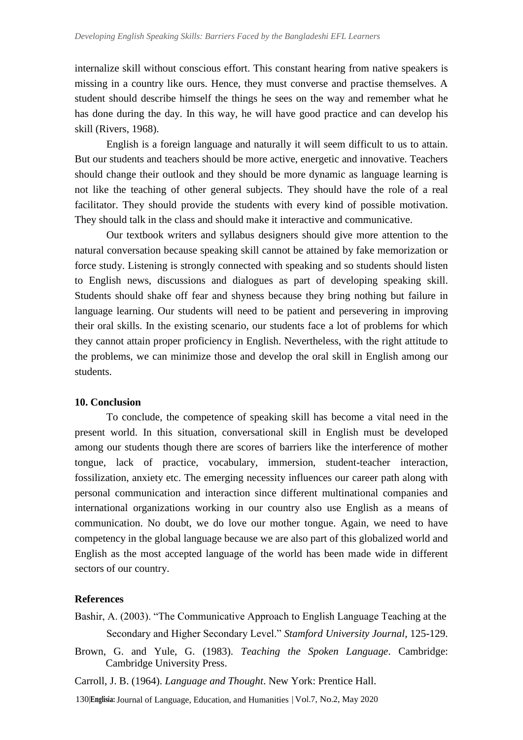internalize skill without conscious effort. This constant hearing from native speakers is missing in a country like ours. Hence, they must converse and practise themselves. A student should describe himself the things he sees on the way and remember what he has done during the day. In this way, he will have good practice and can develop his skill (Rivers, 1968).

English is a foreign language and naturally it will seem difficult to us to attain. But our students and teachers should be more active, energetic and innovative. Teachers should change their outlook and they should be more dynamic as language learning is not like the teaching of other general subjects. They should have the role of a real facilitator. They should provide the students with every kind of possible motivation. They should talk in the class and should make it interactive and communicative.

Our textbook writers and syllabus designers should give more attention to the natural conversation because speaking skill cannot be attained by fake memorization or force study. Listening is strongly connected with speaking and so students should listen to English news, discussions and dialogues as part of developing speaking skill. Students should shake off fear and shyness because they bring nothing but failure in language learning. Our students will need to be patient and persevering in improving their oral skills. In the existing scenario, our students face a lot of problems for which they cannot attain proper proficiency in English. Nevertheless, with the right attitude to the problems, we can minimize those and develop the oral skill in English among our students.

## 10. Conclusion

To conclude, the competence of speaking skill has become a vital need in the present world. In this situation, conversational skill in English must be developed among our students though there are scores of barriers like the interference of mother tongue, lack of practice, vocabulary, immersion, student-teacher interaction, fossilization, anxiety etc. The emerging necessity influences our career path along with personal communication and interaction since different multinational companies and international organizations working in our country also use English as a means of communication. No doubt, we do love our mother tongue. Again, we need to have competency in the global language because we are also part of this globalized world and English as the most accepted language of the world has been made wide in different sectors of our country.

## References

Bashir, A. (2003). "The Communicative Approach to English Language Teaching at the Secondary and Higher Secondary Level." *Stamford University Journal*, 125-129.

Brown, G. and Yule, G. (1983). *Teaching the Spoken Language*. Cambridge: Cambridge University Press.

Carroll, J. B. (1964). *Language and Thought*. New York: Prentice Hall.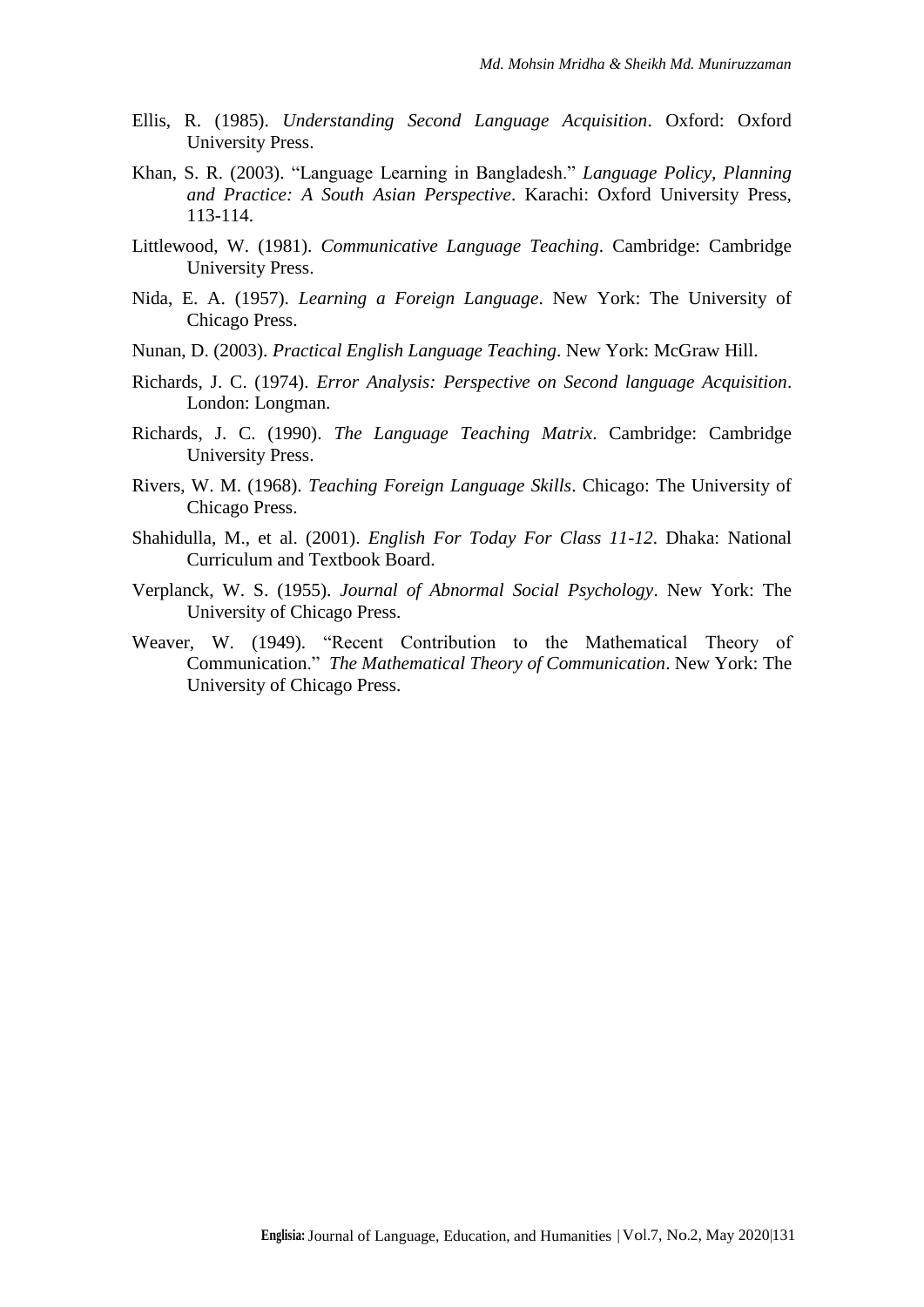Ellis, R. (1985). *Understanding Second Language Acquisition*. Oxford: Oxford University Press.

Khan, S. R. (2003). "Language Learning in Bangladesh." *Language Policy, Planning and Practice: A South Asian Perspective*. Karachi: Oxford University Press, 113-114.

Littlewood, W. (1981). *Communicative Language Teaching*. Cambridge: Cambridge University Press.

Nida, E. A. (1957). *Learning a Foreign Language*. New York: The University of Chicago Press.

Nunan, D. (2003). *Practical English Language Teaching*. New York: McGraw Hill.

Richards, J. C. (1974). *Error Analysis: Perspective on Second language Acquisition*. London: Longman.

Richards, J. C. (1990). *The Language Teaching Matrix*. Cambridge: Cambridge University Press.

Rivers, W. M. (1968). *Teaching Foreign Language Skills*. Chicago: The University of Chicago Press.

Shahidulla, M., et al. (2001). *English For Today For Class 11-12*. Dhaka: National Curriculum and Textbook Board.

Verplanck, W. S. (1955). *Journal of Abnormal Social Psychology*. New York: The University of Chicago Press.

Weaver, W. (1949). "Recent Contribution to the Mathematical Theory of Communication." *The Mathematical Theory of Communication*. New York: The University of Chicago Press.